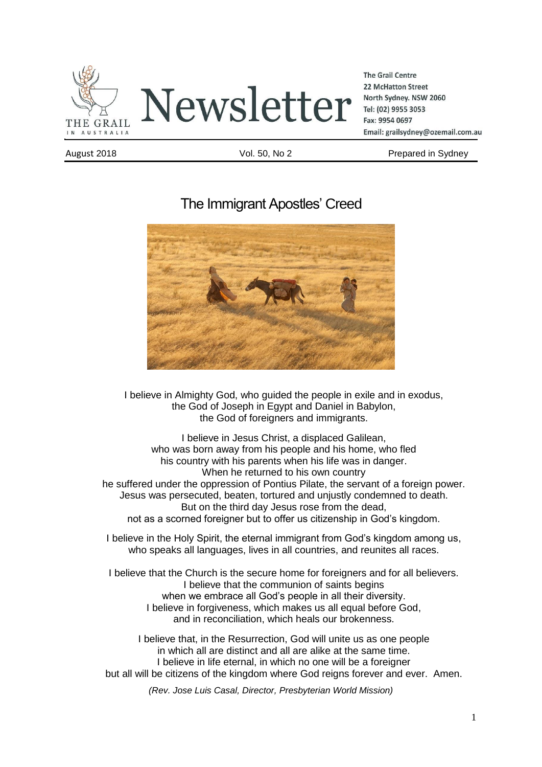# Newsletter

THE GRAIL IN AUSTRALIA

The Grail Centre
22 McHatton Street
North Sydney. NSW 2060
Tel: (02) 9955 3053
Fax: 9954 0697
Email: grailsydney@ozemail.com.au

August 2018 | Vol. 50, No 2 | Prepared in Sydney

## The Immigrant Apostles' Creed

I believe in Almighty God, who guided the people in exile and in exodus,
the God of Joseph in Egypt and Daniel in Babylon,
the God of foreigners and immigrants.

I believe in Jesus Christ, a displaced Galilean,
who was born away from his people and his home, who fled
his country with his parents when his life was in danger.
When he returned to his own country
he suffered under the oppression of Pontius Pilate, the servant of a foreign power.
Jesus was persecuted, beaten, tortured and unjustly condemned to death.
But on the third day Jesus rose from the dead,
not as a scorned foreigner but to offer us citizenship in God's kingdom.

I believe in the Holy Spirit, the eternal immigrant from God's kingdom among us,
who speaks all languages, lives in all countries, and reunites all races.

I believe that the Church is the secure home for foreigners and for all believers.
I believe that the communion of saints begins
when we embrace all God's people in all their diversity.
I believe in forgiveness, which makes us all equal before God,
and in reconciliation, which heals our brokenness.

I believe that, in the Resurrection, God will unite us as one people
in which all are distinct and all are alike at the same time.
I believe in life eternal, in which no one will be a foreigner
but all will be citizens of the kingdom where God reigns forever and ever. Amen.

*(Rev. Jose Luis Casal, Director, Presbyterian World Mission)*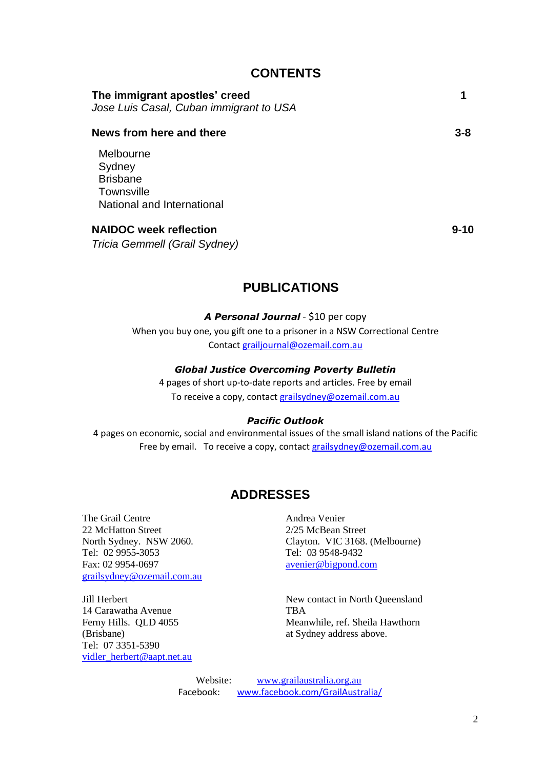## CONTENTS

**The immigrant apostles' creed** — **1**
*Jose Luis Casal, Cuban immigrant to USA*

**News from here and there** — **3-8**

- Melbourne
- Sydney
- Brisbane
- Townsville
- National and International

**NAIDOC week reflection** — **9-10**
*Tricia Gemmell (Grail Sydney)*

## PUBLICATIONS

***A Personal Journal*** - $10 per copy
When you buy one, you gift one to a prisoner in a NSW Correctional Centre
Contact grailjournal@ozemail.com.au

***Global Justice Overcoming Poverty Bulletin***
4 pages of short up-to-date reports and articles. Free by email
To receive a copy, contact grailsydney@ozemail.com.au

***Pacific Outlook***
4 pages on economic, social and environmental issues of the small island nations of the Pacific
Free by email. To receive a copy, contact grailsydney@ozemail.com.au

## ADDRESSES

The Grail Centre
22 McHatton Street
North Sydney. NSW 2060.
Tel: 02 9955-3053
Fax: 02 9954-0697
grailsydney@ozemail.com.au

Jill Herbert
14 Carawatha Avenue
Ferny Hills. QLD 4055
(Brisbane)
Tel: 07 3351-5390
vidler_herbert@aapt.net.au

Andrea Venier
2/25 McBean Street
Clayton. VIC 3168. (Melbourne)
Tel: 03 9548-9432
avenier@bigpond.com

New contact in North Queensland
TBA
Meanwhile, ref. Sheila Hawthorn
at Sydney address above.

Website: www.grailaustralia.org.au
Facebook: www.facebook.com/GrailAustralia/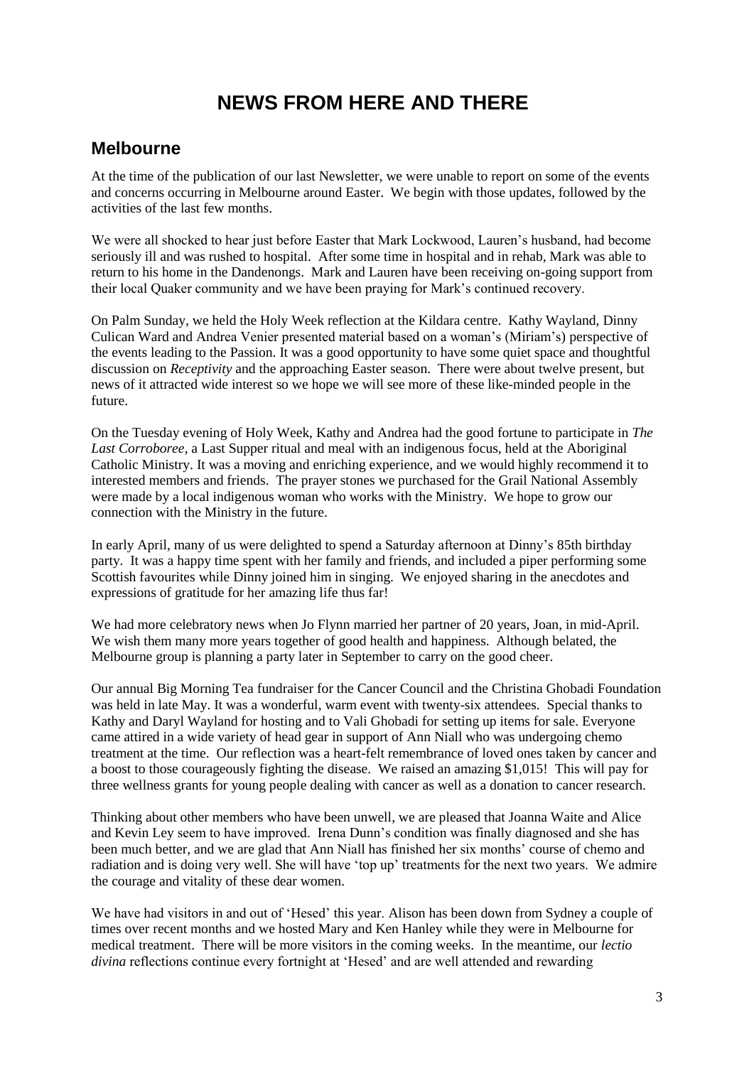# NEWS FROM HERE AND THERE

## Melbourne

At the time of the publication of our last Newsletter, we were unable to report on some of the events and concerns occurring in Melbourne around Easter. We begin with those updates, followed by the activities of the last few months.

We were all shocked to hear just before Easter that Mark Lockwood, Lauren's husband, had become seriously ill and was rushed to hospital. After some time in hospital and in rehab, Mark was able to return to his home in the Dandenongs. Mark and Lauren have been receiving on-going support from their local Quaker community and we have been praying for Mark's continued recovery.

On Palm Sunday, we held the Holy Week reflection at the Kildara centre. Kathy Wayland, Dinny Culican Ward and Andrea Venier presented material based on a woman's (Miriam's) perspective of the events leading to the Passion. It was a good opportunity to have some quiet space and thoughtful discussion on *Receptivity* and the approaching Easter season. There were about twelve present, but news of it attracted wide interest so we hope we will see more of these like-minded people in the future.

On the Tuesday evening of Holy Week, Kathy and Andrea had the good fortune to participate in *The Last Corroboree*, a Last Supper ritual and meal with an indigenous focus, held at the Aboriginal Catholic Ministry. It was a moving and enriching experience, and we would highly recommend it to interested members and friends. The prayer stones we purchased for the Grail National Assembly were made by a local indigenous woman who works with the Ministry. We hope to grow our connection with the Ministry in the future.

In early April, many of us were delighted to spend a Saturday afternoon at Dinny's 85th birthday party. It was a happy time spent with her family and friends, and included a piper performing some Scottish favourites while Dinny joined him in singing. We enjoyed sharing in the anecdotes and expressions of gratitude for her amazing life thus far!

We had more celebratory news when Jo Flynn married her partner of 20 years, Joan, in mid-April. We wish them many more years together of good health and happiness. Although belated, the Melbourne group is planning a party later in September to carry on the good cheer.

Our annual Big Morning Tea fundraiser for the Cancer Council and the Christina Ghobadi Foundation was held in late May. It was a wonderful, warm event with twenty-six attendees. Special thanks to Kathy and Daryl Wayland for hosting and to Vali Ghobadi for setting up items for sale. Everyone came attired in a wide variety of head gear in support of Ann Niall who was undergoing chemo treatment at the time. Our reflection was a heart-felt remembrance of loved ones taken by cancer and a boost to those courageously fighting the disease. We raised an amazing $1,015! This will pay for three wellness grants for young people dealing with cancer as well as a donation to cancer research.

Thinking about other members who have been unwell, we are pleased that Joanna Waite and Alice and Kevin Ley seem to have improved. Irena Dunn's condition was finally diagnosed and she has been much better, and we are glad that Ann Niall has finished her six months' course of chemo and radiation and is doing very well. She will have 'top up' treatments for the next two years. We admire the courage and vitality of these dear women.

We have had visitors in and out of 'Hesed' this year. Alison has been down from Sydney a couple of times over recent months and we hosted Mary and Ken Hanley while they were in Melbourne for medical treatment. There will be more visitors in the coming weeks. In the meantime, our *lectio divina* reflections continue every fortnight at 'Hesed' and are well attended and rewarding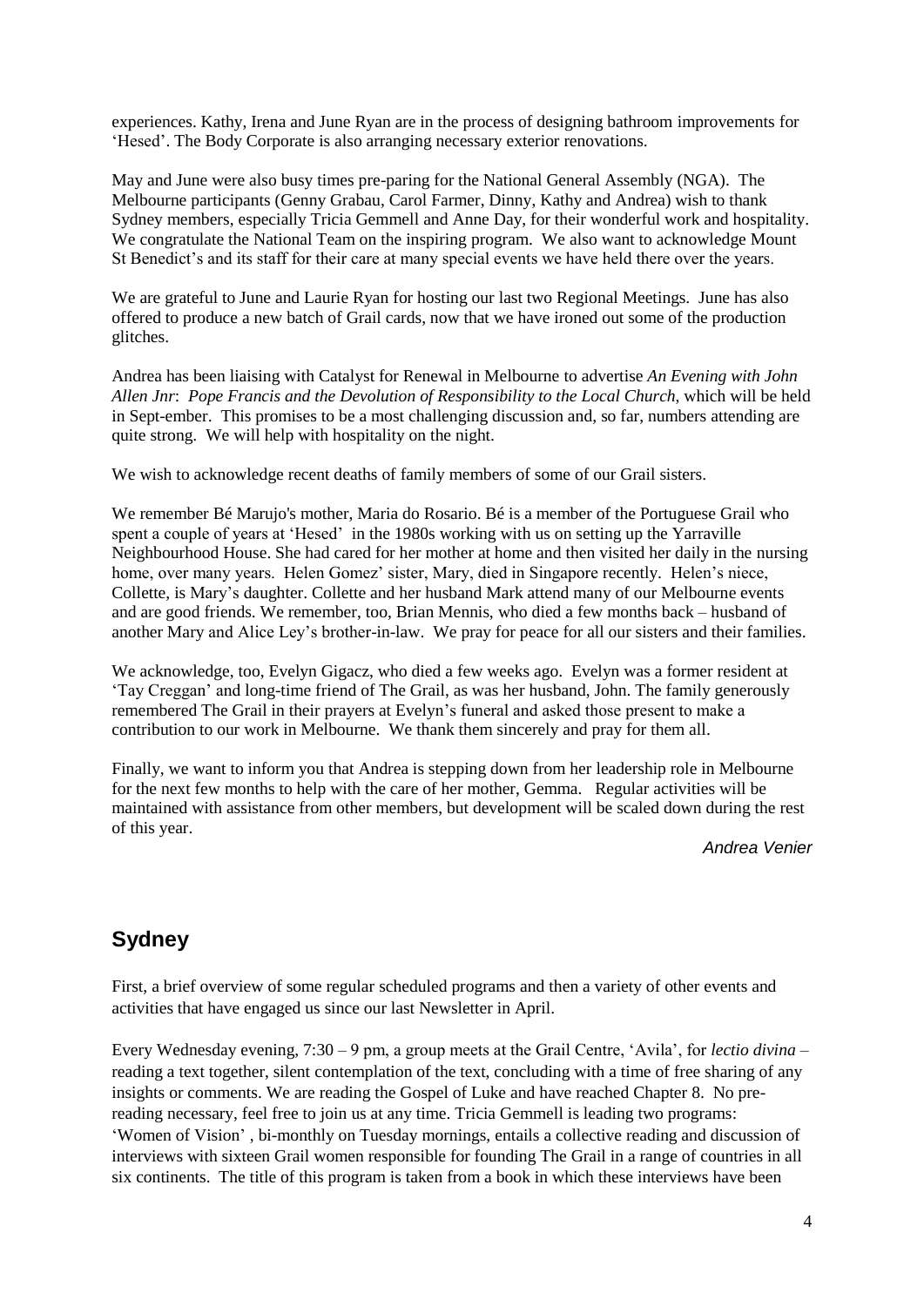experiences. Kathy, Irena and June Ryan are in the process of designing bathroom improvements for 'Hesed'. The Body Corporate is also arranging necessary exterior renovations.

May and June were also busy times pre-paring for the National General Assembly (NGA). The Melbourne participants (Genny Grabau, Carol Farmer, Dinny, Kathy and Andrea) wish to thank Sydney members, especially Tricia Gemmell and Anne Day, for their wonderful work and hospitality. We congratulate the National Team on the inspiring program. We also want to acknowledge Mount St Benedict's and its staff for their care at many special events we have held there over the years.

We are grateful to June and Laurie Ryan for hosting our last two Regional Meetings. June has also offered to produce a new batch of Grail cards, now that we have ironed out some of the production glitches.

Andrea has been liaising with Catalyst for Renewal in Melbourne to advertise *An Evening with John Allen Jnr*: *Pope Francis and the Devolution of Responsibility to the Local Church*, which will be held in Sept-ember. This promises to be a most challenging discussion and, so far, numbers attending are quite strong. We will help with hospitality on the night.

We wish to acknowledge recent deaths of family members of some of our Grail sisters.

We remember Bé Marujo's mother, Maria do Rosario. Bé is a member of the Portuguese Grail who spent a couple of years at 'Hesed' in the 1980s working with us on setting up the Yarraville Neighbourhood House. She had cared for her mother at home and then visited her daily in the nursing home, over many years. Helen Gomez' sister, Mary, died in Singapore recently. Helen's niece, Collette, is Mary's daughter. Collette and her husband Mark attend many of our Melbourne events and are good friends. We remember, too, Brian Mennis, who died a few months back – husband of another Mary and Alice Ley's brother-in-law. We pray for peace for all our sisters and their families.

We acknowledge, too, Evelyn Gigacz, who died a few weeks ago. Evelyn was a former resident at 'Tay Creggan' and long-time friend of The Grail, as was her husband, John. The family generously remembered The Grail in their prayers at Evelyn's funeral and asked those present to make a contribution to our work in Melbourne. We thank them sincerely and pray for them all.

Finally, we want to inform you that Andrea is stepping down from her leadership role in Melbourne for the next few months to help with the care of her mother, Gemma. Regular activities will be maintained with assistance from other members, but development will be scaled down during the rest of this year.

*Andrea Venier*

## Sydney

First, a brief overview of some regular scheduled programs and then a variety of other events and activities that have engaged us since our last Newsletter in April.

Every Wednesday evening, 7:30 – 9 pm, a group meets at the Grail Centre, 'Avila', for *lectio divina* – reading a text together, silent contemplation of the text, concluding with a time of free sharing of any insights or comments. We are reading the Gospel of Luke and have reached Chapter 8. No pre-reading necessary, feel free to join us at any time. Tricia Gemmell is leading two programs: 'Women of Vision' , bi-monthly on Tuesday mornings, entails a collective reading and discussion of interviews with sixteen Grail women responsible for founding The Grail in a range of countries in all six continents. The title of this program is taken from a book in which these interviews have been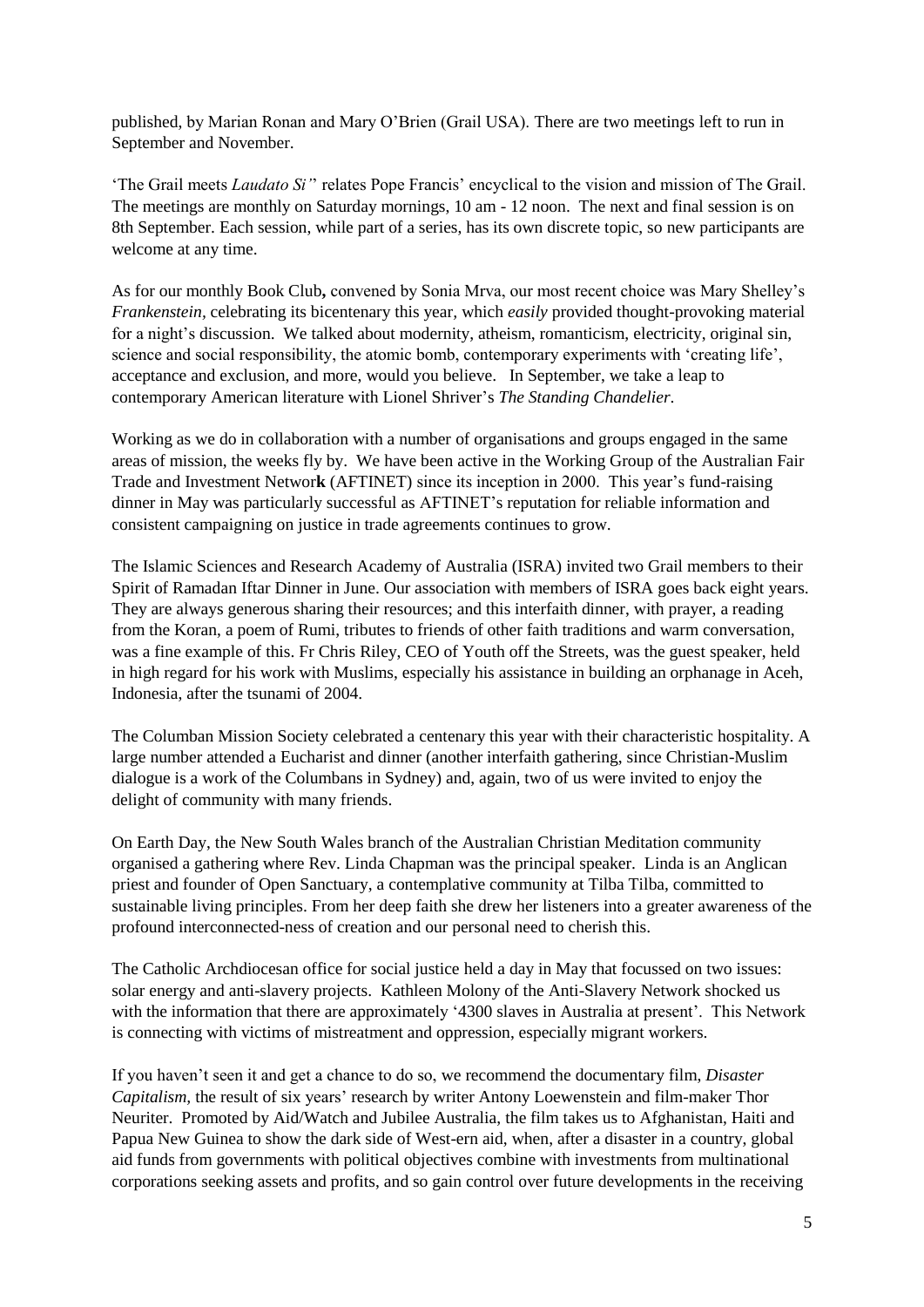published, by Marian Ronan and Mary O'Brien (Grail USA). There are two meetings left to run in September and November.

'The Grail meets *Laudato Si'*' relates Pope Francis' encyclical to the vision and mission of The Grail. The meetings are monthly on Saturday mornings, 10 am - 12 noon. The next and final session is on 8th September. Each session, while part of a series, has its own discrete topic, so new participants are welcome at any time.

As for our monthly Book Club**,** convened by Sonia Mrva, our most recent choice was Mary Shelley's *Frankenstein*, celebrating its bicentenary this year, which *easily* provided thought-provoking material for a night's discussion. We talked about modernity, atheism, romanticism, electricity, original sin, science and social responsibility, the atomic bomb, contemporary experiments with 'creating life', acceptance and exclusion, and more, would you believe. In September, we take a leap to contemporary American literature with Lionel Shriver's *The Standing Chandelier*.

Working as we do in collaboration with a number of organisations and groups engaged in the same areas of mission, the weeks fly by. We have been active in the Working Group of the Australian Fair Trade and Investment Networ**k** (AFTINET) since its inception in 2000. This year's fund-raising dinner in May was particularly successful as AFTINET's reputation for reliable information and consistent campaigning on justice in trade agreements continues to grow.

The Islamic Sciences and Research Academy of Australia (ISRA) invited two Grail members to their Spirit of Ramadan Iftar Dinner in June. Our association with members of ISRA goes back eight years. They are always generous sharing their resources; and this interfaith dinner, with prayer, a reading from the Koran, a poem of Rumi, tributes to friends of other faith traditions and warm conversation, was a fine example of this. Fr Chris Riley, CEO of Youth off the Streets, was the guest speaker, held in high regard for his work with Muslims, especially his assistance in building an orphanage in Aceh, Indonesia, after the tsunami of 2004.

The Columban Mission Society celebrated a centenary this year with their characteristic hospitality. A large number attended a Eucharist and dinner (another interfaith gathering, since Christian-Muslim dialogue is a work of the Columbans in Sydney) and, again, two of us were invited to enjoy the delight of community with many friends.

On Earth Day, the New South Wales branch of the Australian Christian Meditation community organised a gathering where Rev. Linda Chapman was the principal speaker. Linda is an Anglican priest and founder of Open Sanctuary, a contemplative community at Tilba Tilba, committed to sustainable living principles. From her deep faith she drew her listeners into a greater awareness of the profound interconnected-ness of creation and our personal need to cherish this.

The Catholic Archdiocesan office for social justice held a day in May that focussed on two issues: solar energy and anti-slavery projects. Kathleen Molony of the Anti-Slavery Network shocked us with the information that there are approximately '4300 slaves in Australia at present'. This Network is connecting with victims of mistreatment and oppression, especially migrant workers.

If you haven't seen it and get a chance to do so, we recommend the documentary film, *Disaster Capitalism*, the result of six years' research by writer Antony Loewenstein and film-maker Thor Neuriter. Promoted by Aid/Watch and Jubilee Australia, the film takes us to Afghanistan, Haiti and Papua New Guinea to show the dark side of West-ern aid, when, after a disaster in a country, global aid funds from governments with political objectives combine with investments from multinational corporations seeking assets and profits, and so gain control over future developments in the receiving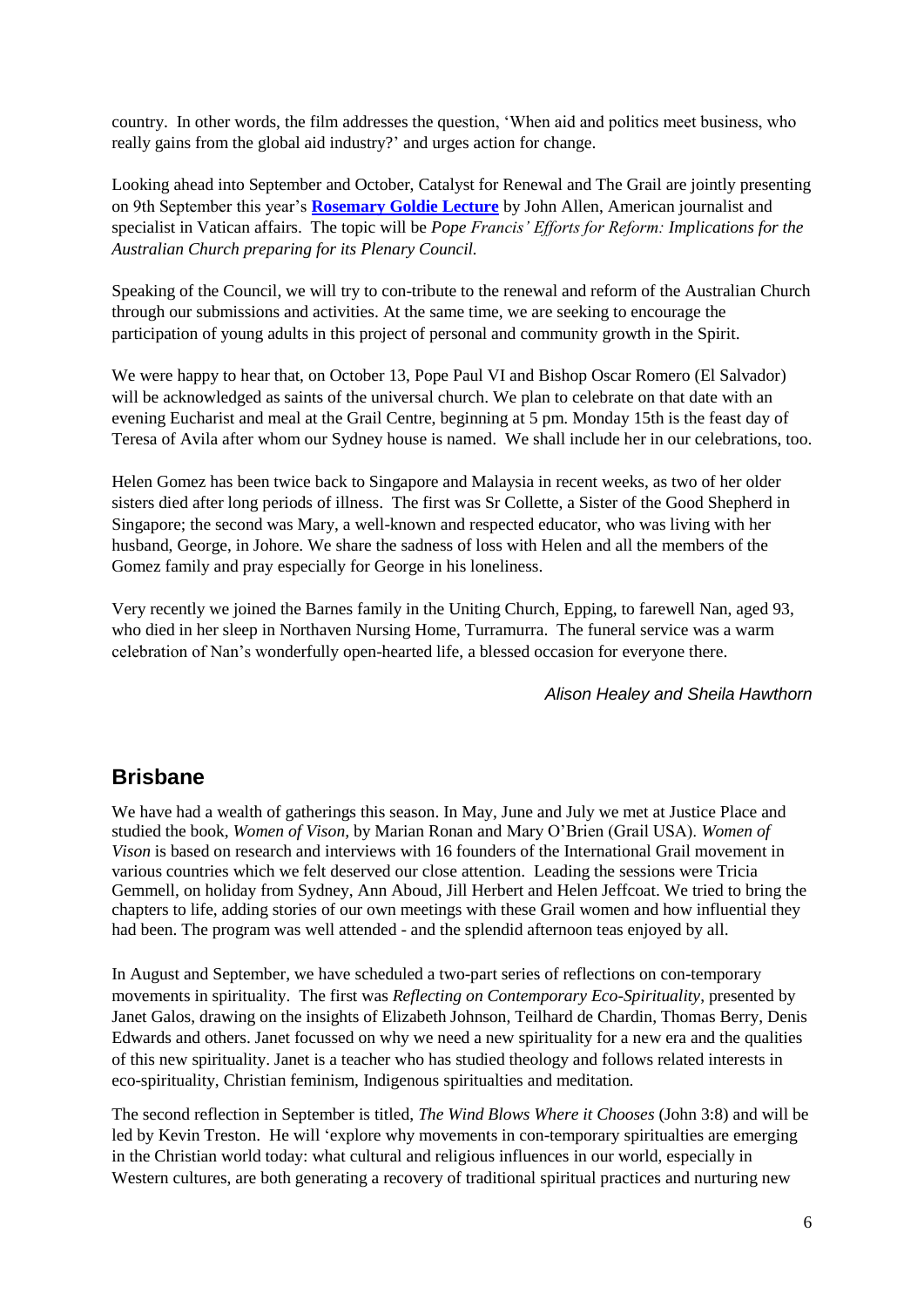country. In other words, the film addresses the question, 'When aid and politics meet business, who really gains from the global aid industry?' and urges action for change.

Looking ahead into September and October, Catalyst for Renewal and The Grail are jointly presenting on 9th September this year's **Rosemary Goldie Lecture** by John Allen, American journalist and specialist in Vatican affairs. The topic will be *Pope Francis' Efforts for Reform: Implications for the Australian Church preparing for its Plenary Council.*

Speaking of the Council, we will try to con-tribute to the renewal and reform of the Australian Church through our submissions and activities. At the same time, we are seeking to encourage the participation of young adults in this project of personal and community growth in the Spirit.

We were happy to hear that, on October 13, Pope Paul VI and Bishop Oscar Romero (El Salvador) will be acknowledged as saints of the universal church. We plan to celebrate on that date with an evening Eucharist and meal at the Grail Centre, beginning at 5 pm. Monday 15th is the feast day of Teresa of Avila after whom our Sydney house is named. We shall include her in our celebrations, too.

Helen Gomez has been twice back to Singapore and Malaysia in recent weeks, as two of her older sisters died after long periods of illness. The first was Sr Collette, a Sister of the Good Shepherd in Singapore; the second was Mary, a well-known and respected educator, who was living with her husband, George, in Johore. We share the sadness of loss with Helen and all the members of the Gomez family and pray especially for George in his loneliness.

Very recently we joined the Barnes family in the Uniting Church, Epping, to farewell Nan, aged 93, who died in her sleep in Northaven Nursing Home, Turramurra. The funeral service was a warm celebration of Nan's wonderfully open-hearted life, a blessed occasion for everyone there.

*Alison Healey and Sheila Hawthorn*

## Brisbane

We have had a wealth of gatherings this season. In May, June and July we met at Justice Place and studied the book, *Women of Vison,* by Marian Ronan and Mary O'Brien (Grail USA). *Women of Vison* is based on research and interviews with 16 founders of the International Grail movement in various countries which we felt deserved our close attention. Leading the sessions were Tricia Gemmell, on holiday from Sydney, Ann Aboud, Jill Herbert and Helen Jeffcoat. We tried to bring the chapters to life, adding stories of our own meetings with these Grail women and how influential they had been. The program was well attended - and the splendid afternoon teas enjoyed by all.

In August and September, we have scheduled a two-part series of reflections on con-temporary movements in spirituality. The first was *Reflecting on Contemporary Eco-Spirituality*, presented by Janet Galos, drawing on the insights of Elizabeth Johnson, Teilhard de Chardin, Thomas Berry, Denis Edwards and others. Janet focussed on why we need a new spirituality for a new era and the qualities of this new spirituality. Janet is a teacher who has studied theology and follows related interests in eco-spirituality, Christian feminism, Indigenous spiritualties and meditation.

The second reflection in September is titled, *The Wind Blows Where it Chooses* (John 3:8) and will be led by Kevin Treston. He will 'explore why movements in con-temporary spiritualties are emerging in the Christian world today: what cultural and religious influences in our world, especially in Western cultures, are both generating a recovery of traditional spiritual practices and nurturing new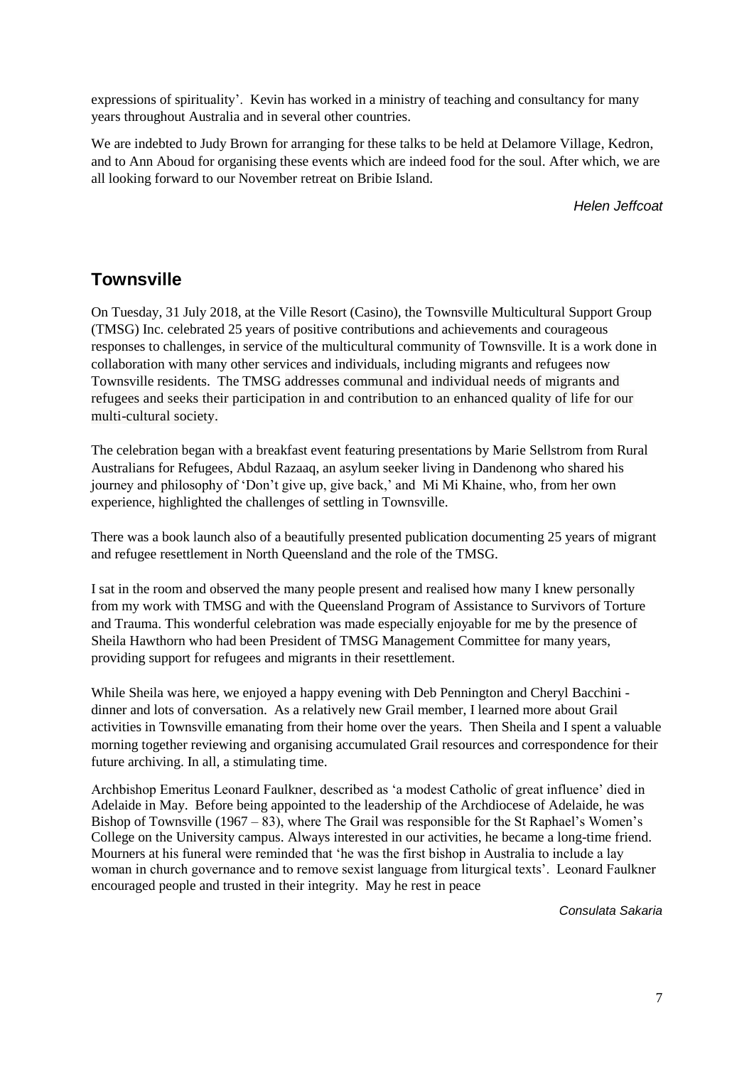expressions of spirituality'. Kevin has worked in a ministry of teaching and consultancy for many years throughout Australia and in several other countries.

We are indebted to Judy Brown for arranging for these talks to be held at Delamore Village, Kedron, and to Ann Aboud for organising these events which are indeed food for the soul. After which, we are all looking forward to our November retreat on Bribie Island.

*Helen Jeffcoat*

## Townsville

On Tuesday, 31 July 2018, at the Ville Resort (Casino), the Townsville Multicultural Support Group (TMSG) Inc. celebrated 25 years of positive contributions and achievements and courageous responses to challenges, in service of the multicultural community of Townsville. It is a work done in collaboration with many other services and individuals, including migrants and refugees now Townsville residents. The TMSG addresses communal and individual needs of migrants and refugees and seeks their participation in and contribution to an enhanced quality of life for our multi-cultural society.

The celebration began with a breakfast event featuring presentations by Marie Sellstrom from Rural Australians for Refugees, Abdul Razaaq, an asylum seeker living in Dandenong who shared his journey and philosophy of 'Don't give up, give back,' and Mi Mi Khaine, who, from her own experience, highlighted the challenges of settling in Townsville.

There was a book launch also of a beautifully presented publication documenting 25 years of migrant and refugee resettlement in North Queensland and the role of the TMSG.

I sat in the room and observed the many people present and realised how many I knew personally from my work with TMSG and with the Queensland Program of Assistance to Survivors of Torture and Trauma. This wonderful celebration was made especially enjoyable for me by the presence of Sheila Hawthorn who had been President of TMSG Management Committee for many years, providing support for refugees and migrants in their resettlement.

While Sheila was here, we enjoyed a happy evening with Deb Pennington and Cheryl Bacchini - dinner and lots of conversation. As a relatively new Grail member, I learned more about Grail activities in Townsville emanating from their home over the years. Then Sheila and I spent a valuable morning together reviewing and organising accumulated Grail resources and correspondence for their future archiving. In all, a stimulating time.

Archbishop Emeritus Leonard Faulkner, described as 'a modest Catholic of great influence' died in Adelaide in May. Before being appointed to the leadership of the Archdiocese of Adelaide, he was Bishop of Townsville (1967 – 83), where The Grail was responsible for the St Raphael's Women's College on the University campus. Always interested in our activities, he became a long-time friend. Mourners at his funeral were reminded that 'he was the first bishop in Australia to include a lay woman in church governance and to remove sexist language from liturgical texts'. Leonard Faulkner encouraged people and trusted in their integrity. May he rest in peace

*Consulata Sakaria*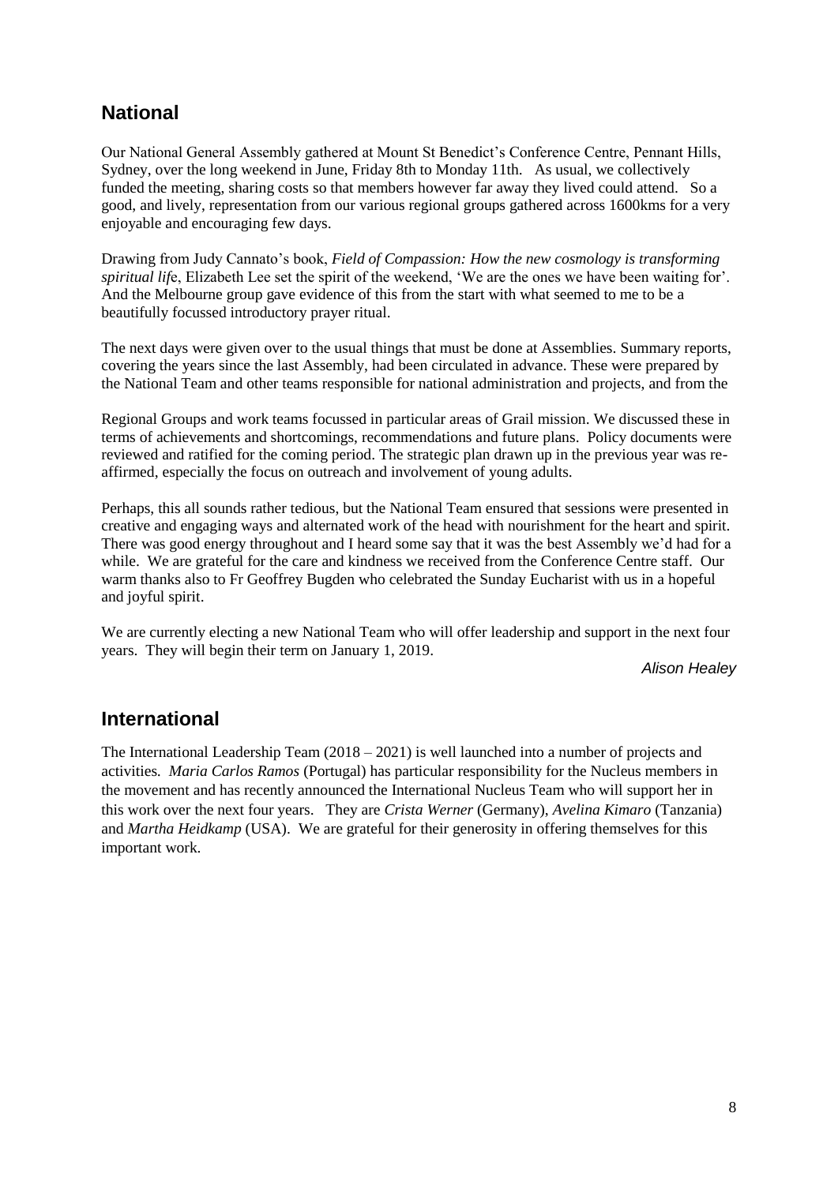## National

Our National General Assembly gathered at Mount St Benedict's Conference Centre, Pennant Hills, Sydney, over the long weekend in June, Friday 8th to Monday 11th. As usual, we collectively funded the meeting, sharing costs so that members however far away they lived could attend. So a good, and lively, representation from our various regional groups gathered across 1600kms for a very enjoyable and encouraging few days.

Drawing from Judy Cannato's book, *Field of Compassion: How the new cosmology is transforming spiritual life*, Elizabeth Lee set the spirit of the weekend, 'We are the ones we have been waiting for'. And the Melbourne group gave evidence of this from the start with what seemed to me to be a beautifully focussed introductory prayer ritual.

The next days were given over to the usual things that must be done at Assemblies. Summary reports, covering the years since the last Assembly, had been circulated in advance. These were prepared by the National Team and other teams responsible for national administration and projects, and from the

Regional Groups and work teams focussed in particular areas of Grail mission. We discussed these in terms of achievements and shortcomings, recommendations and future plans. Policy documents were reviewed and ratified for the coming period. The strategic plan drawn up in the previous year was re-affirmed, especially the focus on outreach and involvement of young adults.

Perhaps, this all sounds rather tedious, but the National Team ensured that sessions were presented in creative and engaging ways and alternated work of the head with nourishment for the heart and spirit. There was good energy throughout and I heard some say that it was the best Assembly we'd had for a while. We are grateful for the care and kindness we received from the Conference Centre staff. Our warm thanks also to Fr Geoffrey Bugden who celebrated the Sunday Eucharist with us in a hopeful and joyful spirit.

We are currently electing a new National Team who will offer leadership and support in the next four years. They will begin their term on January 1, 2019.

*Alison Healey*

## International

The International Leadership Team (2018 – 2021) is well launched into a number of projects and activities. *Maria Carlos Ramos* (Portugal) has particular responsibility for the Nucleus members in the movement and has recently announced the International Nucleus Team who will support her in this work over the next four years. They are *Crista Werner* (Germany), *Avelina Kimaro* (Tanzania) and *Martha Heidkamp* (USA). We are grateful for their generosity in offering themselves for this important work.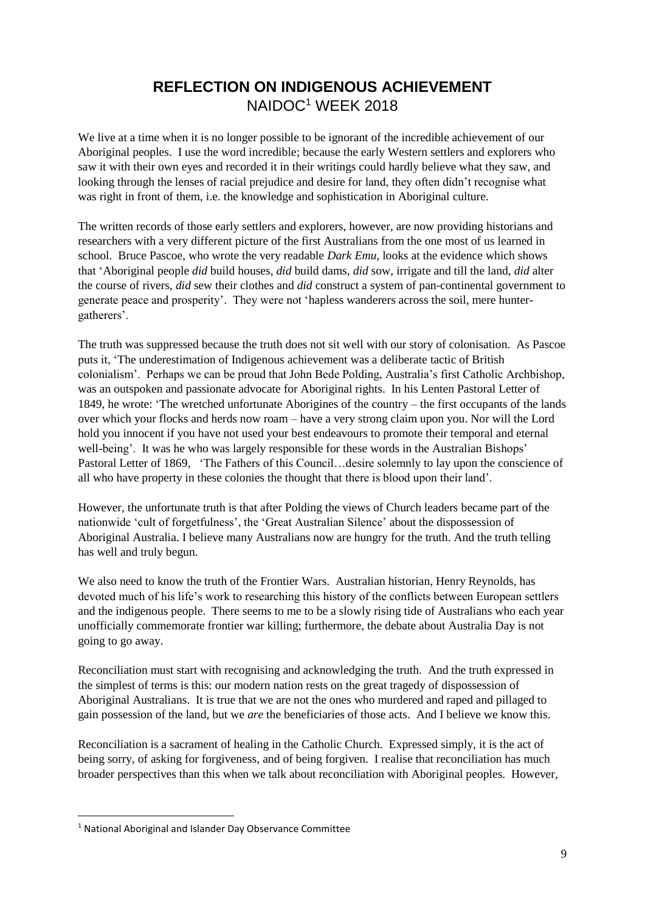# REFLECTION ON INDIGENOUS ACHIEVEMENT

NAIDOC[1] WEEK 2018

We live at a time when it is no longer possible to be ignorant of the incredible achievement of our Aboriginal peoples. I use the word incredible; because the early Western settlers and explorers who saw it with their own eyes and recorded it in their writings could hardly believe what they saw, and looking through the lenses of racial prejudice and desire for land, they often didn't recognise what was right in front of them, i.e. the knowledge and sophistication in Aboriginal culture.

The written records of those early settlers and explorers, however, are now providing historians and researchers with a very different picture of the first Australians from the one most of us learned in school. Bruce Pascoe, who wrote the very readable *Dark Emu*, looks at the evidence which shows that 'Aboriginal people *did* build houses, *did* build dams, *did* sow, irrigate and till the land, *did* alter the course of rivers, *did* sew their clothes and *did* construct a system of pan-continental government to generate peace and prosperity'. They were not 'hapless wanderers across the soil, mere hunter-gatherers'.

The truth was suppressed because the truth does not sit well with our story of colonisation. As Pascoe puts it, 'The underestimation of Indigenous achievement was a deliberate tactic of British colonialism'. Perhaps we can be proud that John Bede Polding, Australia's first Catholic Archbishop, was an outspoken and passionate advocate for Aboriginal rights. In his Lenten Pastoral Letter of 1849, he wrote: 'The wretched unfortunate Aborigines of the country – the first occupants of the lands over which your flocks and herds now roam – have a very strong claim upon you. Nor will the Lord hold you innocent if you have not used your best endeavours to promote their temporal and eternal well-being'. It was he who was largely responsible for these words in the Australian Bishops' Pastoral Letter of 1869, 'The Fathers of this Council…desire solemnly to lay upon the conscience of all who have property in these colonies the thought that there is blood upon their land'.

However, the unfortunate truth is that after Polding the views of Church leaders became part of the nationwide 'cult of forgetfulness', the 'Great Australian Silence' about the dispossession of Aboriginal Australia. I believe many Australians now are hungry for the truth. And the truth telling has well and truly begun.

We also need to know the truth of the Frontier Wars. Australian historian, Henry Reynolds, has devoted much of his life's work to researching this history of the conflicts between European settlers and the indigenous people. There seems to me to be a slowly rising tide of Australians who each year unofficially commemorate frontier war killing; furthermore, the debate about Australia Day is not going to go away.

Reconciliation must start with recognising and acknowledging the truth. And the truth expressed in the simplest of terms is this: our modern nation rests on the great tragedy of dispossession of Aboriginal Australians. It is true that we are not the ones who murdered and raped and pillaged to gain possession of the land, but we *are* the beneficiaries of those acts. And I believe we know this.

Reconciliation is a sacrament of healing in the Catholic Church. Expressed simply, it is the act of being sorry, of asking for forgiveness, and of being forgiven. I realise that reconciliation has much broader perspectives than this when we talk about reconciliation with Aboriginal peoples. However,

[1] National Aboriginal and Islander Day Observance Committee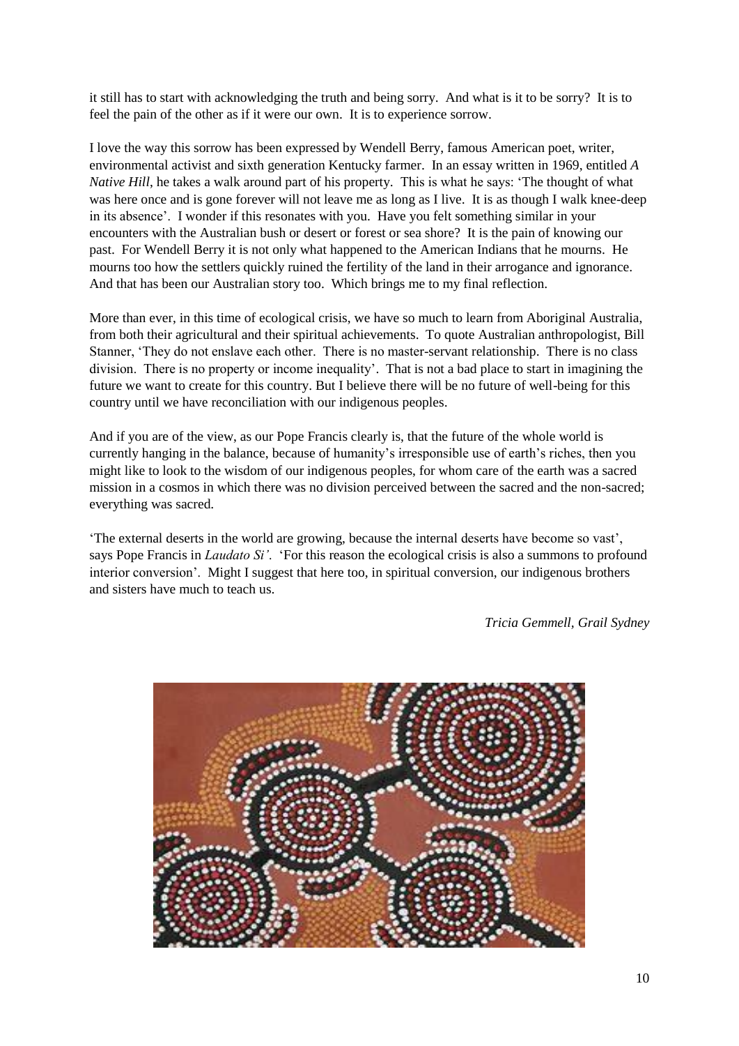it still has to start with acknowledging the truth and being sorry. And what is it to be sorry? It is to feel the pain of the other as if it were our own. It is to experience sorrow.

I love the way this sorrow has been expressed by Wendell Berry, famous American poet, writer, environmental activist and sixth generation Kentucky farmer. In an essay written in 1969, entitled *A Native Hill*, he takes a walk around part of his property. This is what he says: 'The thought of what was here once and is gone forever will not leave me as long as I live. It is as though I walk knee-deep in its absence'. I wonder if this resonates with you. Have you felt something similar in your encounters with the Australian bush or desert or forest or sea shore? It is the pain of knowing our past. For Wendell Berry it is not only what happened to the American Indians that he mourns. He mourns too how the settlers quickly ruined the fertility of the land in their arrogance and ignorance. And that has been our Australian story too. Which brings me to my final reflection.

More than ever, in this time of ecological crisis, we have so much to learn from Aboriginal Australia, from both their agricultural and their spiritual achievements. To quote Australian anthropologist, Bill Stanner, 'They do not enslave each other. There is no master-servant relationship. There is no class division. There is no property or income inequality'. That is not a bad place to start in imagining the future we want to create for this country. But I believe there will be no future of well-being for this country until we have reconciliation with our indigenous peoples.

And if you are of the view, as our Pope Francis clearly is, that the future of the whole world is currently hanging in the balance, because of humanity's irresponsible use of earth's riches, then you might like to look to the wisdom of our indigenous peoples, for whom care of the earth was a sacred mission in a cosmos in which there was no division perceived between the sacred and the non-sacred; everything was sacred.

'The external deserts in the world are growing, because the internal deserts have become so vast', says Pope Francis in *Laudato Si'*. 'For this reason the ecological crisis is also a summons to profound interior conversion'. Might I suggest that here too, in spiritual conversion, our indigenous brothers and sisters have much to teach us.

*Tricia Gemmell, Grail Sydney*